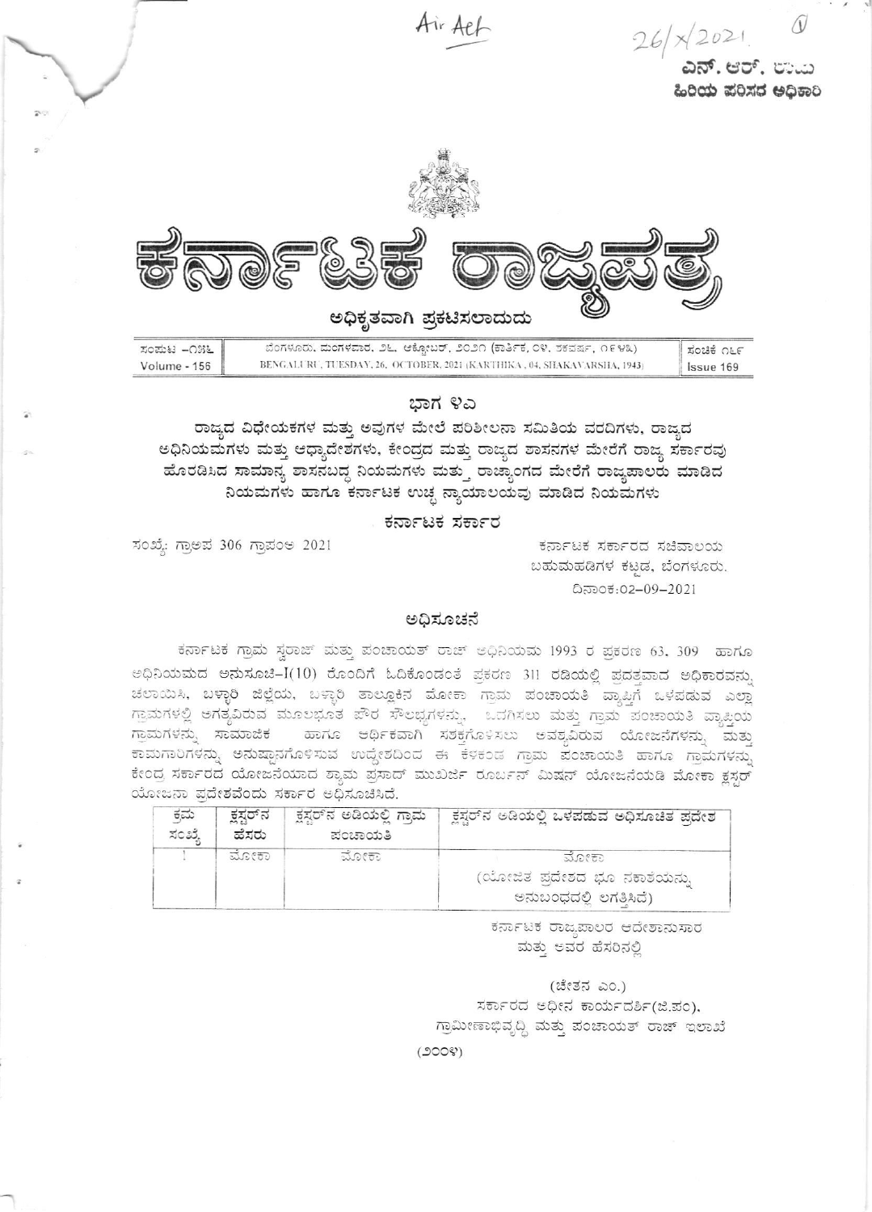Air Act

26/x/2021

ಎನ್. ಆರ್. ಬಾಬು
ಹಿರಿಯ ಪರಿಸರ ಅಧಿಕಾರಿ

# ಕರ್ನಾಟಕ ರಾಜ್ಯಪತ್ರ

ಅಧಿಕೃತವಾಗಿ ಪ್ರಕಟಿಸಲಾದುದು

| ಸಂಪುಟ –೧೫೬ Volume - 156 | ಬೆಂಗಳೂರು, ಮಂಗಳವಾರ, ೨೬, ಅಕ್ಟೋಬರ್, ೨೦೨೧ (ಕಾರ್ತಿಕ, ೦೪, ಶಕವರ್ಷ, ೧೯೪೩) BENGALURU, TUESDAY, 26, OCTOBER, 2021 (KARTHIKA, 04, SHAKAVARSHA, 1943) | ಸಂಚಿಕೆ ೧೬೯ Issue 169 |
|---|---|---|

## ಭಾಗ ೪ಎ

### ರಾಜ್ಯದ ವಿಧೇಯಕಗಳ ಮತ್ತು ಅವುಗಳ ಮೇಲೆ ಪರಿಶೀಲನಾ ಸಮಿತಿಯ ವರದಿಗಳು, ರಾಜ್ಯದ ಅಧಿನಿಯಮಗಳು ಮತ್ತು ಆಧ್ಯಾದೇಶಗಳು, ಕೇಂದ್ರದ ಮತ್ತು ರಾಜ್ಯದ ಶಾಸನಗಳ ಮೇರೆಗೆ ರಾಜ್ಯ ಸರ್ಕಾರವು ಹೊರಡಿಸಿದ ಸಾಮಾನ್ಯ ಶಾಸನಬದ್ಧ ನಿಯಮಗಳು ಮತ್ತು ರಾಜ್ಯಾಂಗದ ಮೇರೆಗೆ ರಾಜ್ಯಪಾಲರು ಮಾಡಿದ ನಿಯಮಗಳು ಹಾಗೂ ಕರ್ನಾಟಕ ಉಚ್ಚ ನ್ಯಾಯಾಲಯವು ಮಾಡಿದ ನಿಯಮಗಳು

**ಕರ್ನಾಟಕ ಸರ್ಕಾರ**

ಸಂಖ್ಯೆ: ಗ್ರಾಅಪ 306 ಗ್ರಾಪಂಅ 2021

ಕರ್ನಾಟಕ ಸರ್ಕಾರದ ಸಚಿವಾಲಯ
ಬಹುಮಹಡಿಗಳ ಕಟ್ಟಡ, ಬೆಂಗಳೂರು.
ದಿನಾಂಕ:02-09-2021

**ಅಧಿಸೂಚನೆ**

ಕರ್ನಾಟಕ ಗ್ರಾಮ ಸ್ವರಾಜ್ ಮತ್ತು ಪಂಚಾಯತ್ ರಾಜ್ ಅಧಿನಿಯಮ 1993 ರ ಪ್ರಕರಣ 63, 309 ಹಾಗೂ ಅಧಿನಿಯಮದ ಅನುಸೂಚಿ-I(10) ರೊಂದಿಗೆ ಓದಿಕೊಂಡಂತೆ ಪ್ರಕರಣ 311 ರಡಿಯಲ್ಲಿ ಪ್ರದತ್ತವಾದ ಅಧಿಕಾರವನ್ನು ಚಲಾಯಿಸಿ, ಬಳ್ಳಾರಿ ಜಿಲ್ಲೆಯ, ಬಳ್ಳಾರಿ ತಾಲ್ಲೂಕಿನ ಮೋಕಾ ಗ್ರಾಮ ಪಂಚಾಯತಿ ವ್ಯಾಪ್ತಿಗೆ ಒಳಪಡುವ ಎಲ್ಲಾ ಗ್ರಾಮಗಳಲ್ಲಿ ಅಗತ್ಯವಿರುವ ಮೂಲಭೂತ ಪೌರ ಸೌಲಭ್ಯಗಳನ್ನು, ಒದಗಿಸಲು ಮತ್ತು ಗ್ರಾಮ ಪಂಚಾಯತಿ ವ್ಯಾಪ್ತಿಯ ಗ್ರಾಮಗಳನ್ನು ಸಾಮಾಜಿಕ ಹಾಗೂ ಆರ್ಥಿಕವಾಗಿ ಸಶಕ್ತಗೊಳಿಸಲು ಅವಶ್ಯವಿರುವ ಯೋಜನೆಗಳನ್ನು ಮತ್ತು ಕಾಮಗಾರಿಗಳನ್ನು ಅನುಷ್ಠಾನಗೊಳಿಸುವ ಉದ್ದೇಶದಿಂದ ಈ ಕೆಳಕಂಡ ಗ್ರಾಮ ಪಂಚಾಯತಿ ಹಾಗೂ ಗ್ರಾಮಗಳನ್ನು ಕೇಂದ್ರ ಸರ್ಕಾರದ ಯೋಜನೆಯಾದ ಶ್ಯಾಮ ಪ್ರಸಾದ್ ಮುಖರ್ಜಿ ರೂರ್ಬನ್ ಮಿಷನ್ ಯೋಜನೆಯಡಿ ಮೋಕಾ ಕ್ಲಸ್ಟರ್ ಯೋಜನಾ ಪ್ರದೇಶವೆಂದು ಸರ್ಕಾರ ಅಧಿಸೂಚಿಸಿದೆ.

| ಕ್ರಮ ಸಂಖ್ಯೆ | ಕ್ಲಸ್ಟರ್‌ನ ಹೆಸರು | ಕ್ಲಸ್ಟರ್‌ನ ಅಡಿಯಲ್ಲಿ ಗ್ರಾಮ ಪಂಚಾಯತಿ | ಕ್ಲಸ್ಟರ್‌ನ ಅಡಿಯಲ್ಲಿ ಒಳಪಡುವ ಅಧಿಸೂಚಿತ ಪ್ರದೇಶ |
|---|---|---|---|
| 1 | ಮೋಕಾ | ಮೋಕಾ | ಮೋಕಾ (ಯೋಜಿತ ಪ್ರದೇಶದ ಭೂ ನಕಾಶೆಯನ್ನು ಅನುಬಂಧದಲ್ಲಿ ಲಗತ್ತಿಸಿದೆ) |

ಕರ್ನಾಟಕ ರಾಜ್ಯಪಾಲರ ಆದೇಶಾನುಸಾರ
ಮತ್ತು ಅವರ ಹೆಸರಿನಲ್ಲಿ

(ಚೇತನ ಎಂ.)
ಸರ್ಕಾರದ ಅಧೀನ ಕಾರ್ಯದರ್ಶಿ(ಜಿ.ಪಂ),
ಗ್ರಾಮೀಣಾಭಿವೃದ್ಧಿ ಮತ್ತು ಪಂಚಾಯತ್ ರಾಜ್ ಇಲಾಖೆ

(೨೦೦೪)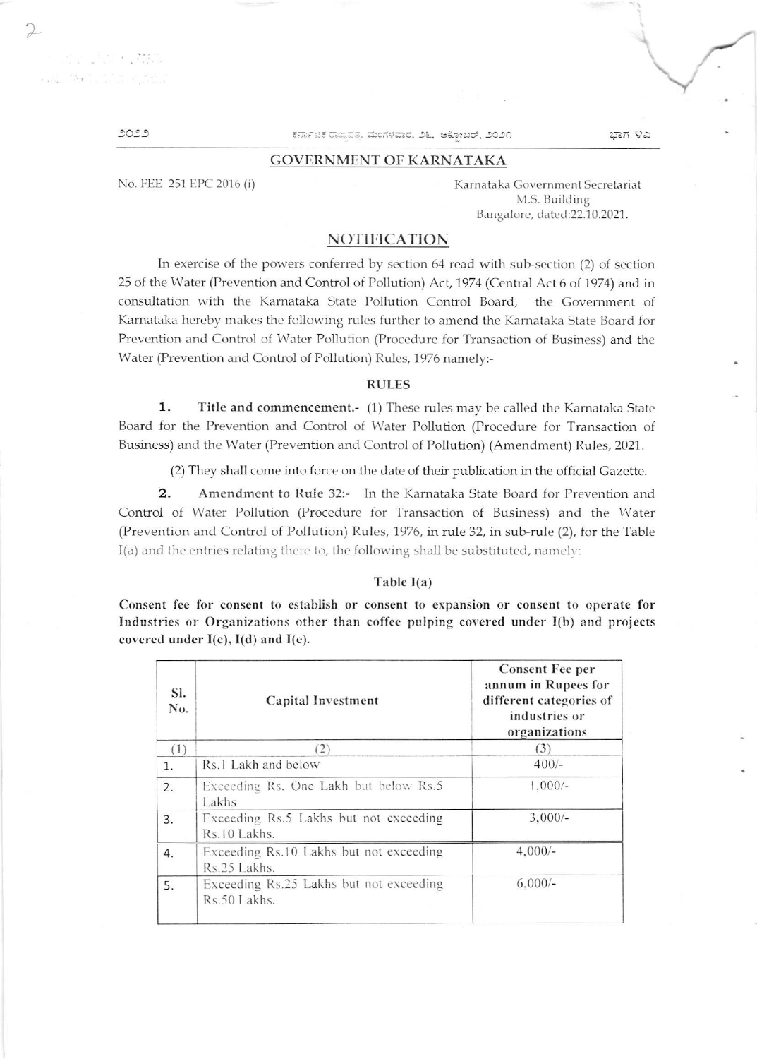## GOVERNMENT OF KARNATAKA

No. FEE 251 EPC 2016 (i)

Karnataka Government Secretariat
M.S. Building
Bangalore, dated:22.10.2021.

## NOTIFICATION

In exercise of the powers conferred by section 64 read with sub-section (2) of section 25 of the Water (Prevention and Control of Pollution) Act, 1974 (Central Act 6 of 1974) and in consultation with the Karnataka State Pollution Control Board, the Government of Karnataka hereby makes the following rules further to amend the Karnataka State Board for Prevention and Control of Water Pollution (Procedure for Transaction of Business) and the Water (Prevention and Control of Pollution) Rules, 1976 namely:-

### RULES

**1. Title and commencement.-** (1) These rules may be called the Karnataka State Board for the Prevention and Control of Water Pollution (Procedure for Transaction of Business) and the Water (Prevention and Control of Pollution) (Amendment) Rules, 2021.

(2) They shall come into force on the date of their publication in the official Gazette.

**2.** Amendment to Rule 32:- In the Karnataka State Board for Prevention and Control of Water Pollution (Procedure for Transaction of Business) and the Water (Prevention and Control of Pollution) Rules, 1976, in rule 32, in sub-rule (2), for the Table I(a) and the entries relating there to, the following shall be substituted, namely:

**Table I(a)**

**Consent fee for consent to establish or consent to expansion or consent to operate for Industries or Organizations other than coffee pulping covered under I(b) and projects covered under I(c), I(d) and I(e).**

| Sl. No. | Capital Investment | Consent Fee per annum in Rupees for different categories of industries or organizations |
|---|---|---|
| (1) | (2) | (3) |
| 1. | Rs.1 Lakh and below | 400/- |
| 2. | Exceeding Rs. One Lakh but below Rs.5 Lakhs | 1,000/- |
| 3. | Exceeding Rs.5 Lakhs but not exceeding Rs.10 Lakhs. | 3,000/- |
| 4. | Exceeding Rs.10 Lakhs but not exceeding Rs.25 Lakhs. | 4,000/- |
| 5. | Exceeding Rs.25 Lakhs but not exceeding Rs.50 Lakhs. | 6,000/- |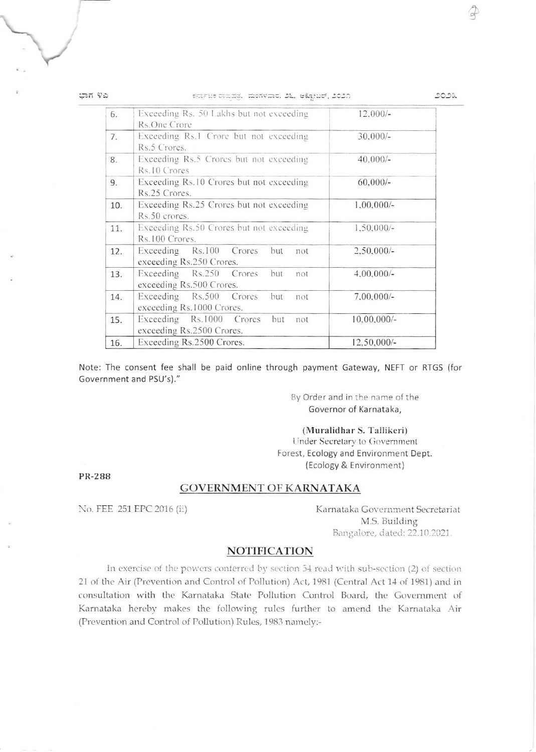| | | |
|---|---|---|
| 6. | Exceeding Rs. 50 Lakhs but not exceeding Rs.One Crore | 12,000/- |
| 7. | Exceeding Rs.1 Crore but not exceeding Rs.5 Crores. | 30,000/- |
| 8. | Exceeding Rs.5 Crores but not exceeding Rs.10 Crores | 40,000/- |
| 9. | Exceeding Rs.10 Crores but not exceeding Rs.25 Crores. | 60,000/- |
| 10. | Exceeding Rs.25 Crores but not exceeding Rs.50 crores. | 1,00,000/- |
| 11. | Exceeding Rs.50 Crores but not exceeding Rs.100 Crores. | 1,50,000/- |
| 12. | Exceeding Rs.100 Crores but not exceeding Rs.250 Crores. | 2,50,000/- |
| 13. | Exceeding Rs.250 Crores but not exceeding Rs.500 Crores. | 4,00,000/- |
| 14. | Exceeding Rs.500 Crores but not exceeding Rs.1000 Crores. | 7,00,000/- |
| 15. | Exceeding Rs.1000 Crores but not exceeding Rs.2500 Crores. | 10,00,000/- |
| 16. | Exceeding Rs.2500 Crores. | 12,50,000/- |

Note: The consent fee shall be paid online through payment Gateway, NEFT or RTGS (for Government and PSU's)."

By Order and in the name of the
Governor of Karnataka,

**(Muralidhar S. Tallikeri)**
Under Secretary to Government
Forest, Ecology and Environment Dept.
(Ecology & Environment)

**PR-288**

## GOVERNMENT OF KARNATAKA

No. FEE 251 EPC 2016 (ii)

Karnataka Government Secretariat
M.S. Building
Bangalore, dated: 22.10.2021.

## NOTIFICATION

In exercise of the powers conferred by section 54 read with sub-section (2) of section 21 of the Air (Prevention and Control of Pollution) Act, 1981 (Central Act 14 of 1981) and in consultation with the Karnataka State Pollution Control Board, the Government of Karnataka hereby makes the following rules further to amend the Karnataka Air (Prevention and Control of Pollution) Rules, 1983 namely:-